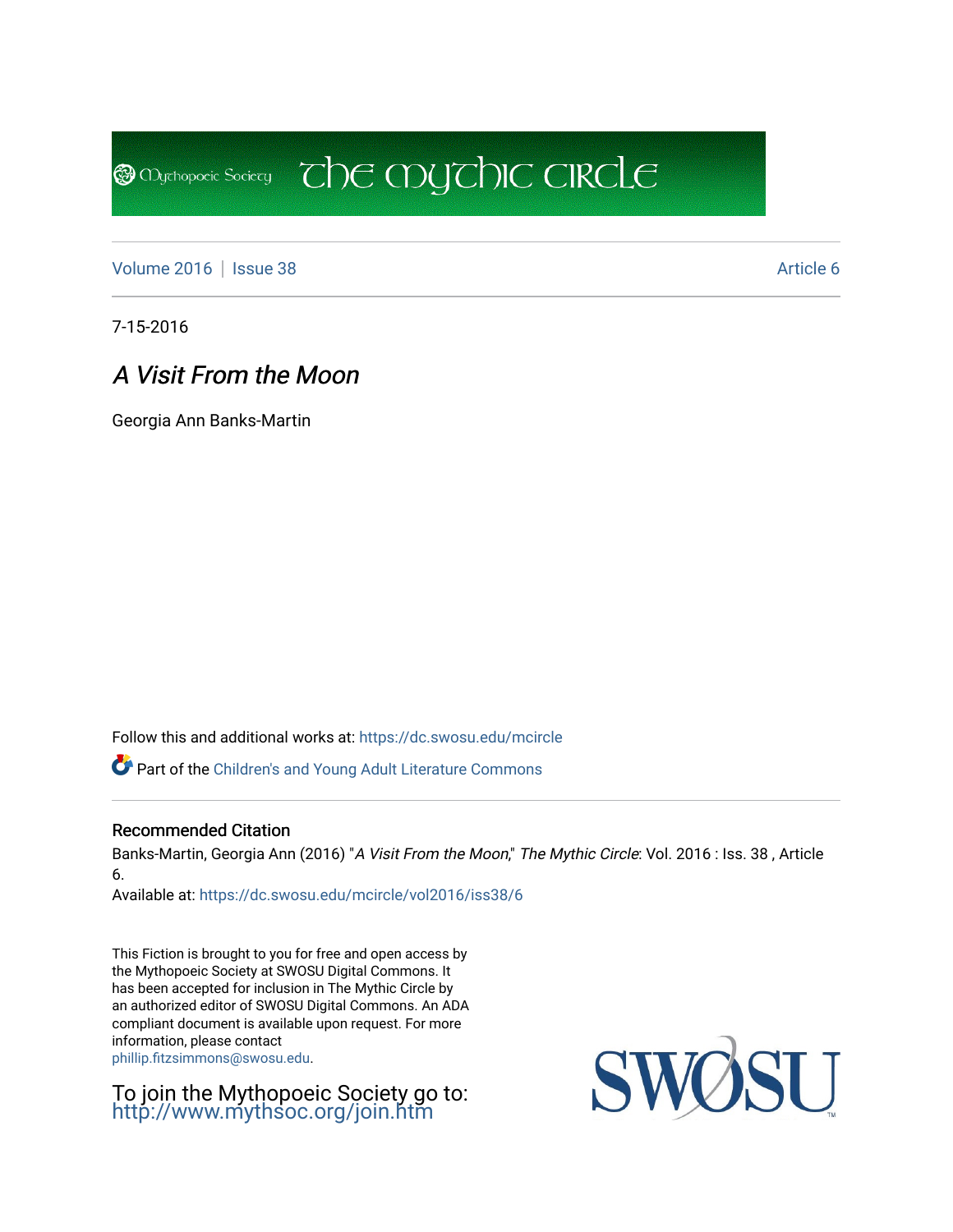Mythopoeic Society | The Mythic Circle

Volume 2016 | Issue 38 | Article 6

7-15-2016

# *A Visit From the Moon*

Georgia Ann Banks-Martin

Follow this and additional works at: https://dc.swosu.edu/mcircle

Part of the Children's and Young Adult Literature Commons

## Recommended Citation

Banks-Martin, Georgia Ann (2016) "*A Visit From the Moon*," *The Mythic Circle*: Vol. 2016 : Iss. 38 , Article 6.
Available at: https://dc.swosu.edu/mcircle/vol2016/iss38/6

This Fiction is brought to you for free and open access by the Mythopoeic Society at SWOSU Digital Commons. It has been accepted for inclusion in The Mythic Circle by an authorized editor of SWOSU Digital Commons. An ADA compliant document is available upon request. For more information, please contact phillip.fitzsimmons@swosu.edu.

To join the Mythopoeic Society go to: http://www.mythsoc.org/join.htm

SWOSU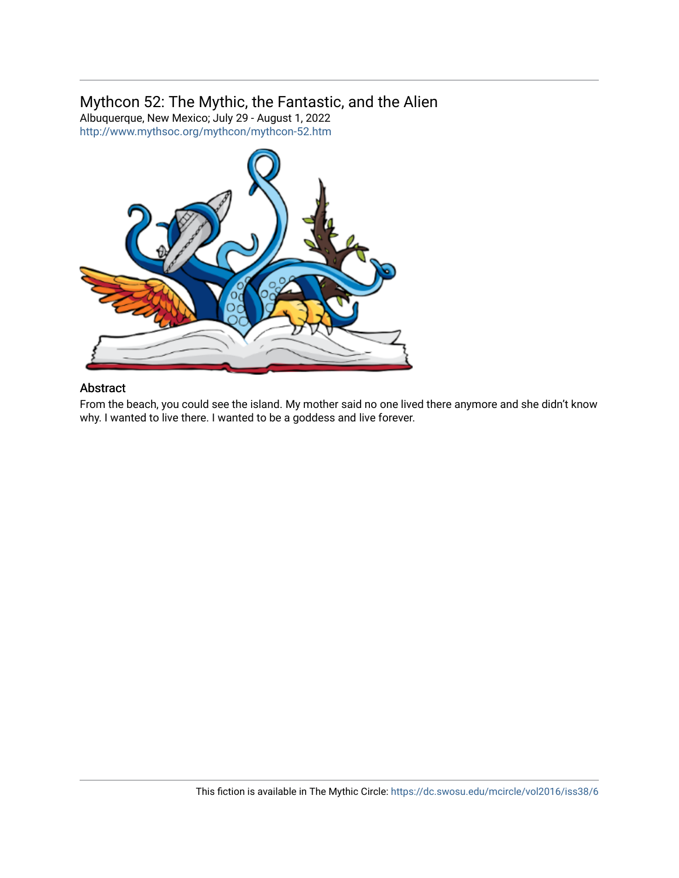## Mythcon 52: The Mythic, the Fantastic, and the Alien

Albuquerque, New Mexico; July 29 - August 1, 2022
http://www.mythsoc.org/mythcon/mythcon-52.htm

### Abstract

From the beach, you could see the island. My mother said no one lived there anymore and she didn't know why. I wanted to live there. I wanted to be a goddess and live forever.

This fiction is available in The Mythic Circle: https://dc.swosu.edu/mcircle/vol2016/iss38/6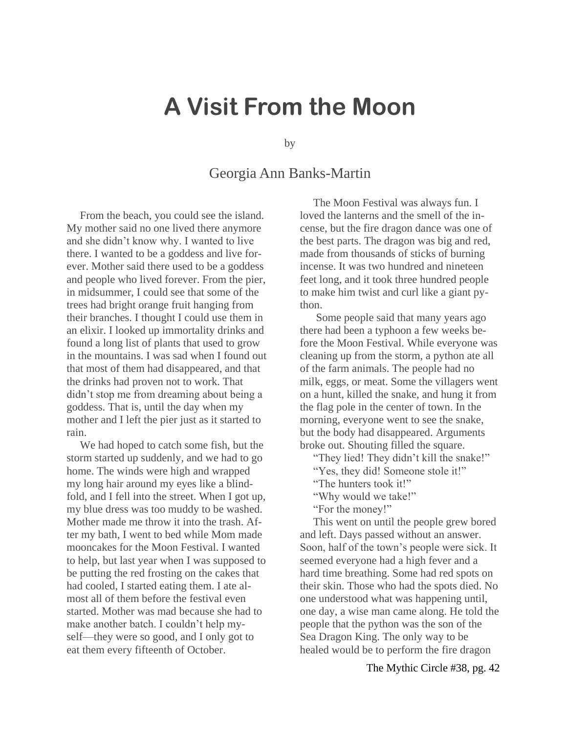# A Visit From the Moon

by

Georgia Ann Banks-Martin

From the beach, you could see the island. My mother said no one lived there anymore and she didn't know why. I wanted to live there. I wanted to be a goddess and live forever. Mother said there used to be a goddess and people who lived forever. From the pier, in midsummer, I could see that some of the trees had bright orange fruit hanging from their branches. I thought I could use them in an elixir. I looked up immortality drinks and found a long list of plants that used to grow in the mountains. I was sad when I found out that most of them had disappeared, and that the drinks had proven not to work. That didn't stop me from dreaming about being a goddess. That is, until the day when my mother and I left the pier just as it started to rain.

We had hoped to catch some fish, but the storm started up suddenly, and we had to go home. The winds were high and wrapped my long hair around my eyes like a blindfold, and I fell into the street. When I got up, my blue dress was too muddy to be washed. Mother made me throw it into the trash. After my bath, I went to bed while Mom made mooncakes for the Moon Festival. I wanted to help, but last year when I was supposed to be putting the red frosting on the cakes that had cooled, I started eating them. I ate almost all of them before the festival even started. Mother was mad because she had to make another batch. I couldn't help myself—they were so good, and I only got to eat them every fifteenth of October.

The Moon Festival was always fun. I loved the lanterns and the smell of the incense, but the fire dragon dance was one of the best parts. The dragon was big and red, made from thousands of sticks of burning incense. It was two hundred and nineteen feet long, and it took three hundred people to make him twist and curl like a giant python.

Some people said that many years ago there had been a typhoon a few weeks before the Moon Festival. While everyone was cleaning up from the storm, a python ate all of the farm animals. The people had no milk, eggs, or meat. Some the villagers went on a hunt, killed the snake, and hung it from the flag pole in the center of town. In the morning, everyone went to see the snake, but the body had disappeared. Arguments broke out. Shouting filled the square.

"They lied! They didn't kill the snake!"

"Yes, they did! Someone stole it!"

"The hunters took it!"

"Why would we take!"

"For the money!"

This went on until the people grew bored and left. Days passed without an answer. Soon, half of the town's people were sick. It seemed everyone had a high fever and a hard time breathing. Some had red spots on their skin. Those who had the spots died. No one understood what was happening until, one day, a wise man came along. He told the people that the python was the son of the Sea Dragon King. The only way to be healed would be to perform the fire dragon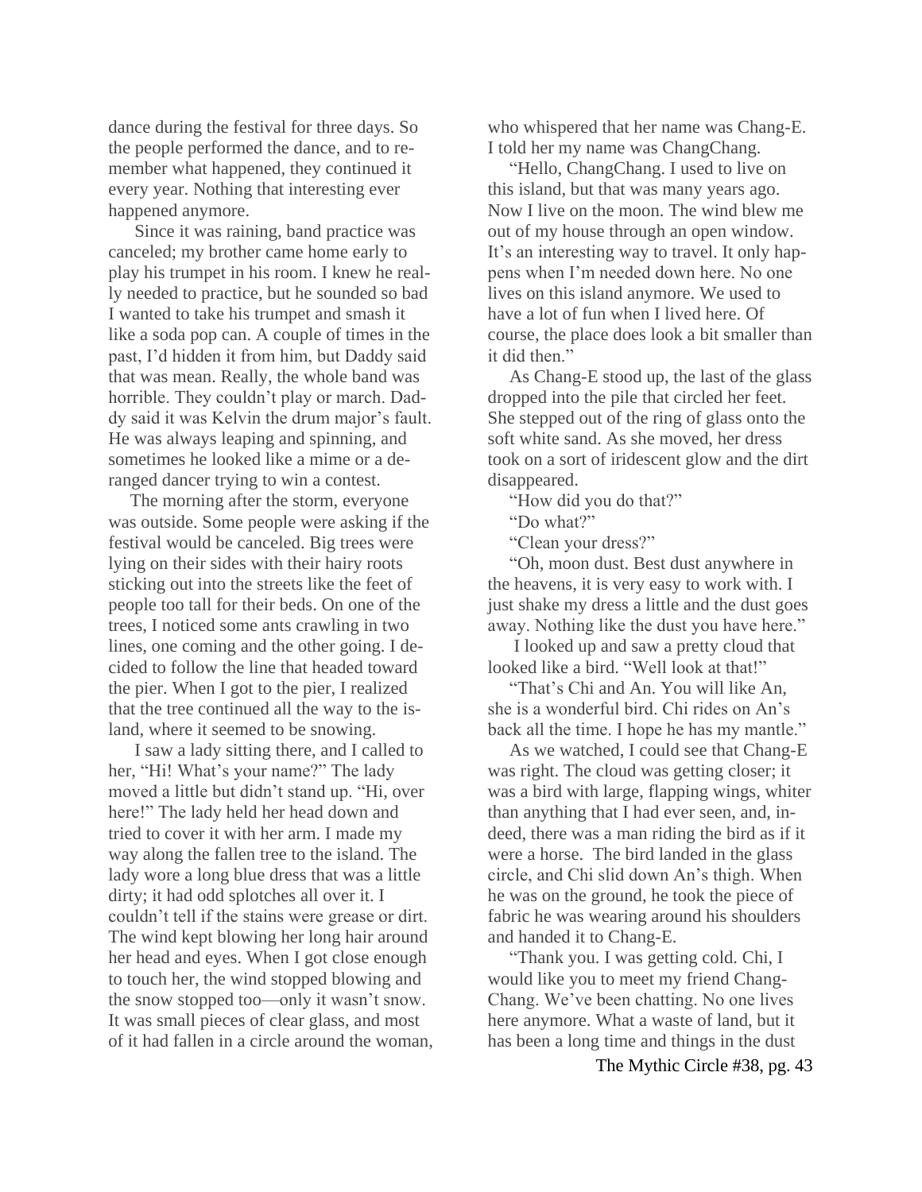dance during the festival for three days. So the people performed the dance, and to remember what happened, they continued it every year. Nothing that interesting ever happened anymore.

Since it was raining, band practice was canceled; my brother came home early to play his trumpet in his room. I knew he really needed to practice, but he sounded so bad I wanted to take his trumpet and smash it like a soda pop can. A couple of times in the past, I'd hidden it from him, but Daddy said that was mean. Really, the whole band was horrible. They couldn't play or march. Daddy said it was Kelvin the drum major's fault. He was always leaping and spinning, and sometimes he looked like a mime or a deranged dancer trying to win a contest.

The morning after the storm, everyone was outside. Some people were asking if the festival would be canceled. Big trees were lying on their sides with their hairy roots sticking out into the streets like the feet of people too tall for their beds. On one of the trees, I noticed some ants crawling in two lines, one coming and the other going. I decided to follow the line that headed toward the pier. When I got to the pier, I realized that the tree continued all the way to the island, where it seemed to be snowing.

I saw a lady sitting there, and I called to her, "Hi! What's your name?" The lady moved a little but didn't stand up. "Hi, over here!" The lady held her head down and tried to cover it with her arm. I made my way along the fallen tree to the island. The lady wore a long blue dress that was a little dirty; it had odd splotches all over it. I couldn't tell if the stains were grease or dirt. The wind kept blowing her long hair around her head and eyes. When I got close enough to touch her, the wind stopped blowing and the snow stopped too—only it wasn't snow. It was small pieces of clear glass, and most of it had fallen in a circle around the woman, who whispered that her name was Chang-E. I told her my name was ChangChang.

"Hello, ChangChang. I used to live on this island, but that was many years ago. Now I live on the moon. The wind blew me out of my house through an open window. It's an interesting way to travel. It only happens when I'm needed down here. No one lives on this island anymore. We used to have a lot of fun when I lived here. Of course, the place does look a bit smaller than it did then."

As Chang-E stood up, the last of the glass dropped into the pile that circled her feet. She stepped out of the ring of glass onto the soft white sand. As she moved, her dress took on a sort of iridescent glow and the dirt disappeared.

"How did you do that?"

"Do what?"

"Clean your dress?"

"Oh, moon dust. Best dust anywhere in the heavens, it is very easy to work with. I just shake my dress a little and the dust goes away. Nothing like the dust you have here."

I looked up and saw a pretty cloud that looked like a bird. "Well look at that!"

"That's Chi and An. You will like An, she is a wonderful bird. Chi rides on An's back all the time. I hope he has my mantle."

As we watched, I could see that Chang-E was right. The cloud was getting closer; it was a bird with large, flapping wings, whiter than anything that I had ever seen, and, indeed, there was a man riding the bird as if it were a horse. The bird landed in the glass circle, and Chi slid down An's thigh. When he was on the ground, he took the piece of fabric he was wearing around his shoulders and handed it to Chang-E.

"Thank you. I was getting cold. Chi, I would like you to meet my friend ChangChang. We've been chatting. No one lives here anymore. What a waste of land, but it has been a long time and things in the dust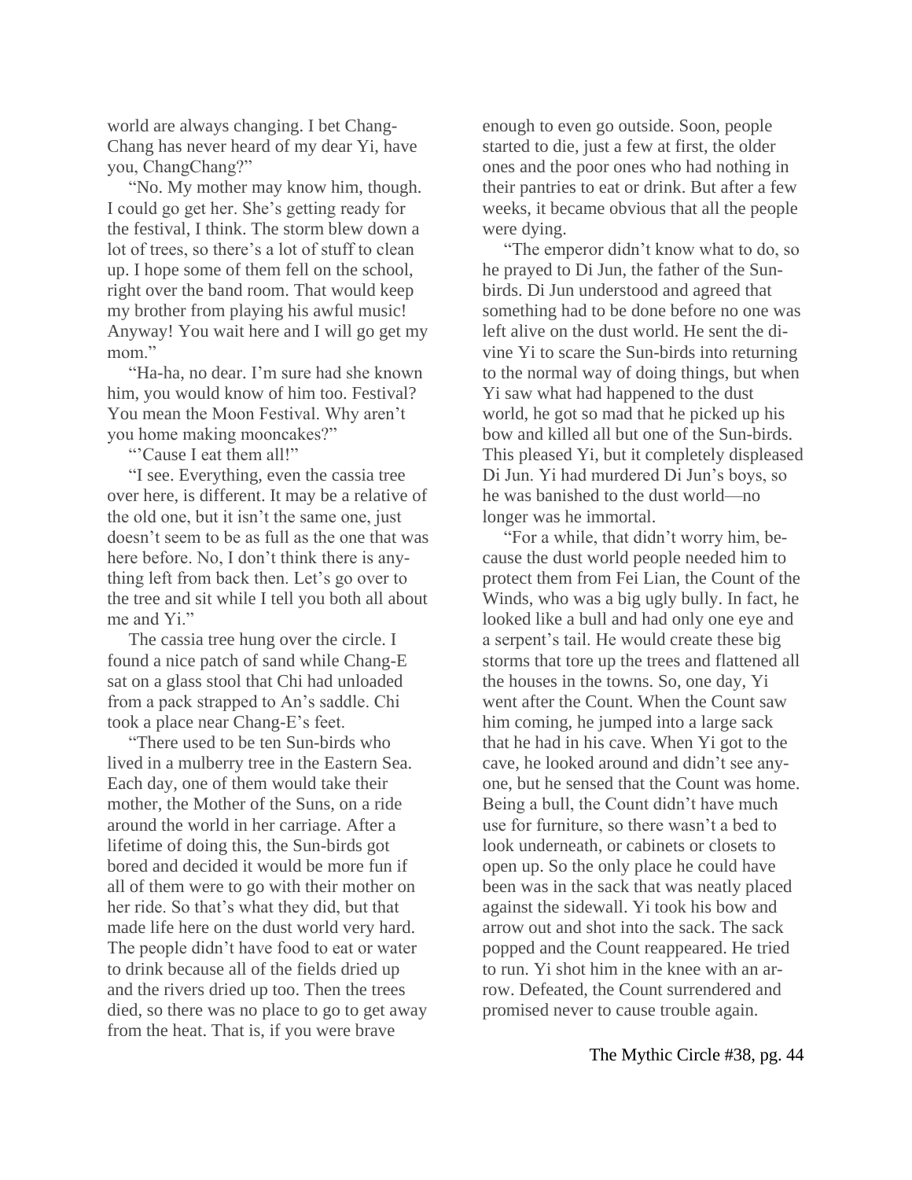world are always changing. I bet Chang-Chang has never heard of my dear Yi, have you, ChangChang?"

"No. My mother may know him, though. I could go get her. She's getting ready for the festival, I think. The storm blew down a lot of trees, so there's a lot of stuff to clean up. I hope some of them fell on the school, right over the band room. That would keep my brother from playing his awful music! Anyway! You wait here and I will go get my mom."

"Ha-ha, no dear. I'm sure had she known him, you would know of him too. Festival? You mean the Moon Festival. Why aren't you home making mooncakes?"

"'Cause I eat them all!"

"I see. Everything, even the cassia tree over here, is different. It may be a relative of the old one, but it isn't the same one, just doesn't seem to be as full as the one that was here before. No, I don't think there is anything left from back then. Let's go over to the tree and sit while I tell you both all about me and Yi."

The cassia tree hung over the circle. I found a nice patch of sand while Chang-E sat on a glass stool that Chi had unloaded from a pack strapped to An's saddle. Chi took a place near Chang-E's feet.

"There used to be ten Sun-birds who lived in a mulberry tree in the Eastern Sea. Each day, one of them would take their mother, the Mother of the Suns, on a ride around the world in her carriage. After a lifetime of doing this, the Sun-birds got bored and decided it would be more fun if all of them were to go with their mother on her ride. So that's what they did, but that made life here on the dust world very hard. The people didn't have food to eat or water to drink because all of the fields dried up and the rivers dried up too. Then the trees died, so there was no place to go to get away from the heat. That is, if you were brave enough to even go outside. Soon, people started to die, just a few at first, the older ones and the poor ones who had nothing in their pantries to eat or drink. But after a few weeks, it became obvious that all the people were dying.

"The emperor didn't know what to do, so he prayed to Di Jun, the father of the Sun-birds. Di Jun understood and agreed that something had to be done before no one was left alive on the dust world. He sent the divine Yi to scare the Sun-birds into returning to the normal way of doing things, but when Yi saw what had happened to the dust world, he got so mad that he picked up his bow and killed all but one of the Sun-birds. This pleased Yi, but it completely displeased Di Jun. Yi had murdered Di Jun's boys, so he was banished to the dust world—no longer was he immortal.

"For a while, that didn't worry him, because the dust world people needed him to protect them from Fei Lian, the Count of the Winds, who was a big ugly bully. In fact, he looked like a bull and had only one eye and a serpent's tail. He would create these big storms that tore up the trees and flattened all the houses in the towns. So, one day, Yi went after the Count. When the Count saw him coming, he jumped into a large sack that he had in his cave. When Yi got to the cave, he looked around and didn't see anyone, but he sensed that the Count was home. Being a bull, the Count didn't have much use for furniture, so there wasn't a bed to look underneath, or cabinets or closets to open up. So the only place he could have been was in the sack that was neatly placed against the sidewall. Yi took his bow and arrow out and shot into the sack. The sack popped and the Count reappeared. He tried to run. Yi shot him in the knee with an arrow. Defeated, the Count surrendered and promised never to cause trouble again.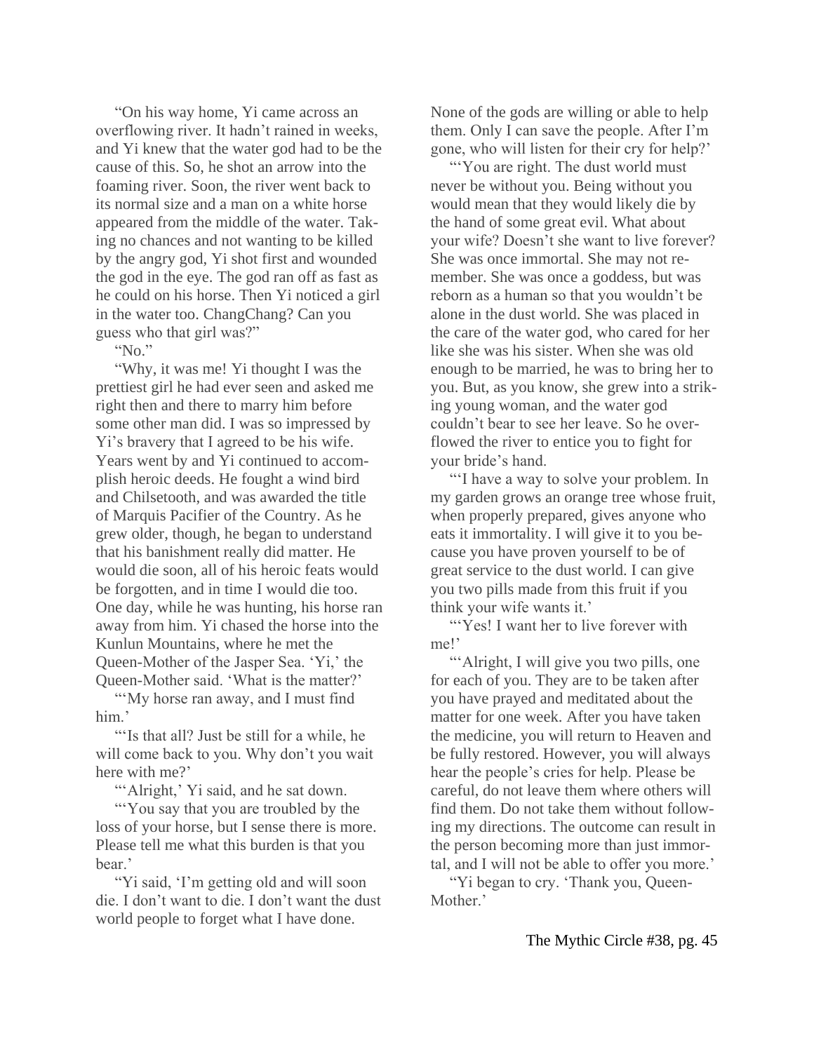"On his way home, Yi came across an overflowing river. It hadn't rained in weeks, and Yi knew that the water god had to be the cause of this. So, he shot an arrow into the foaming river. Soon, the river went back to its normal size and a man on a white horse appeared from the middle of the water. Taking no chances and not wanting to be killed by the angry god, Yi shot first and wounded the god in the eye. The god ran off as fast as he could on his horse. Then Yi noticed a girl in the water too. ChangChang? Can you guess who that girl was?"

"No."

"Why, it was me! Yi thought I was the prettiest girl he had ever seen and asked me right then and there to marry him before some other man did. I was so impressed by Yi's bravery that I agreed to be his wife. Years went by and Yi continued to accomplish heroic deeds. He fought a wind bird and Chilsetooth, and was awarded the title of Marquis Pacifier of the Country. As he grew older, though, he began to understand that his banishment really did matter. He would die soon, all of his heroic feats would be forgotten, and in time I would die too. One day, while he was hunting, his horse ran away from him. Yi chased the horse into the Kunlun Mountains, where he met the Queen-Mother of the Jasper Sea. 'Yi,' the Queen-Mother said. 'What is the matter?'

"'My horse ran away, and I must find him.'

"'Is that all? Just be still for a while, he will come back to you. Why don't you wait here with me?'

"'Alright,' Yi said, and he sat down.

"'You say that you are troubled by the loss of your horse, but I sense there is more. Please tell me what this burden is that you bear.'

"Yi said, 'I'm getting old and will soon die. I don't want to die. I don't want the dust world people to forget what I have done. None of the gods are willing or able to help them. Only I can save the people. After I'm gone, who will listen for their cry for help?'

"'You are right. The dust world must never be without you. Being without you would mean that they would likely die by the hand of some great evil. What about your wife? Doesn't she want to live forever? She was once immortal. She may not remember. She was once a goddess, but was reborn as a human so that you wouldn't be alone in the dust world. She was placed in the care of the water god, who cared for her like she was his sister. When she was old enough to be married, he was to bring her to you. But, as you know, she grew into a striking young woman, and the water god couldn't bear to see her leave. So he overflowed the river to entice you to fight for your bride's hand.

"'I have a way to solve your problem. In my garden grows an orange tree whose fruit, when properly prepared, gives anyone who eats it immortality. I will give it to you because you have proven yourself to be of great service to the dust world. I can give you two pills made from this fruit if you think your wife wants it.'

"'Yes! I want her to live forever with me!'

"'Alright, I will give you two pills, one for each of you. They are to be taken after you have prayed and meditated about the matter for one week. After you have taken the medicine, you will return to Heaven and be fully restored. However, you will always hear the people's cries for help. Please be careful, do not leave them where others will find them. Do not take them without following my directions. The outcome can result in the person becoming more than just immortal, and I will not be able to offer you more.'

"Yi began to cry. 'Thank you, Queen-Mother.'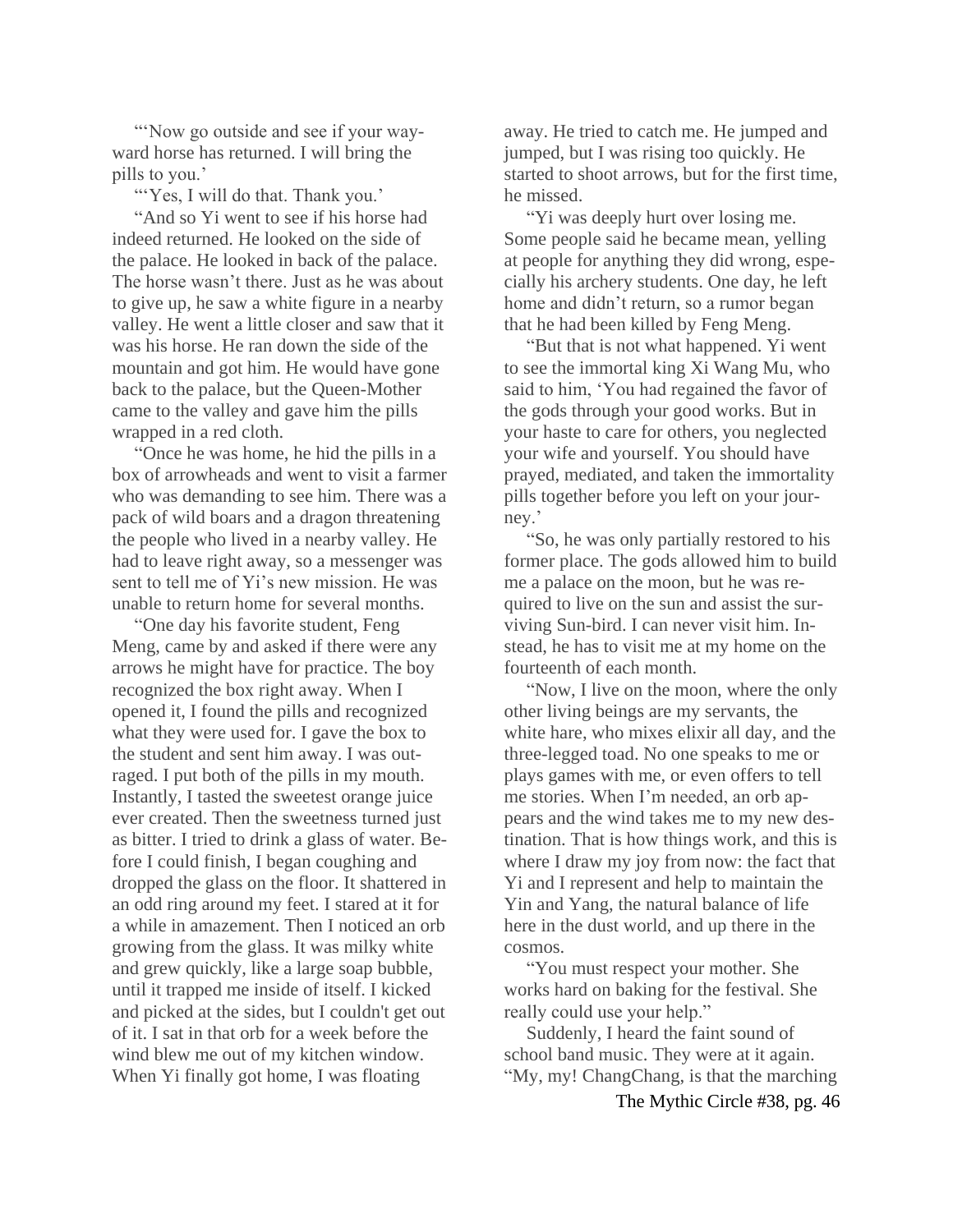"'Now go outside and see if your wayward horse has returned. I will bring the pills to you.'

"'Yes, I will do that. Thank you.'

"And so Yi went to see if his horse had indeed returned. He looked on the side of the palace. He looked in back of the palace. The horse wasn't there. Just as he was about to give up, he saw a white figure in a nearby valley. He went a little closer and saw that it was his horse. He ran down the side of the mountain and got him. He would have gone back to the palace, but the Queen-Mother came to the valley and gave him the pills wrapped in a red cloth.

"Once he was home, he hid the pills in a box of arrowheads and went to visit a farmer who was demanding to see him. There was a pack of wild boars and a dragon threatening the people who lived in a nearby valley. He had to leave right away, so a messenger was sent to tell me of Yi's new mission. He was unable to return home for several months.

"One day his favorite student, Feng Meng, came by and asked if there were any arrows he might have for practice. The boy recognized the box right away. When I opened it, I found the pills and recognized what they were used for. I gave the box to the student and sent him away. I was outraged. I put both of the pills in my mouth. Instantly, I tasted the sweetest orange juice ever created. Then the sweetness turned just as bitter. I tried to drink a glass of water. Before I could finish, I began coughing and dropped the glass on the floor. It shattered in an odd ring around my feet. I stared at it for a while in amazement. Then I noticed an orb growing from the glass. It was milky white and grew quickly, like a large soap bubble, until it trapped me inside of itself. I kicked and picked at the sides, but I couldn't get out of it. I sat in that orb for a week before the wind blew me out of my kitchen window. When Yi finally got home, I was floating away. He tried to catch me. He jumped and jumped, but I was rising too quickly. He started to shoot arrows, but for the first time, he missed.

"Yi was deeply hurt over losing me. Some people said he became mean, yelling at people for anything they did wrong, especially his archery students. One day, he left home and didn't return, so a rumor began that he had been killed by Feng Meng.

"But that is not what happened. Yi went to see the immortal king Xi Wang Mu, who said to him, 'You had regained the favor of the gods through your good works. But in your haste to care for others, you neglected your wife and yourself. You should have prayed, mediated, and taken the immortality pills together before you left on your journey.'

"So, he was only partially restored to his former place. The gods allowed him to build me a palace on the moon, but he was required to live on the sun and assist the surviving Sun-bird. I can never visit him. Instead, he has to visit me at my home on the fourteenth of each month.

"Now, I live on the moon, where the only other living beings are my servants, the white hare, who mixes elixir all day, and the three-legged toad. No one speaks to me or plays games with me, or even offers to tell me stories. When I'm needed, an orb appears and the wind takes me to my new destination. That is how things work, and this is where I draw my joy from now: the fact that Yi and I represent and help to maintain the Yin and Yang, the natural balance of life here in the dust world, and up there in the cosmos.

"You must respect your mother. She works hard on baking for the festival. She really could use your help."

Suddenly, I heard the faint sound of school band music. They were at it again. "My, my! ChangChang, is that the marching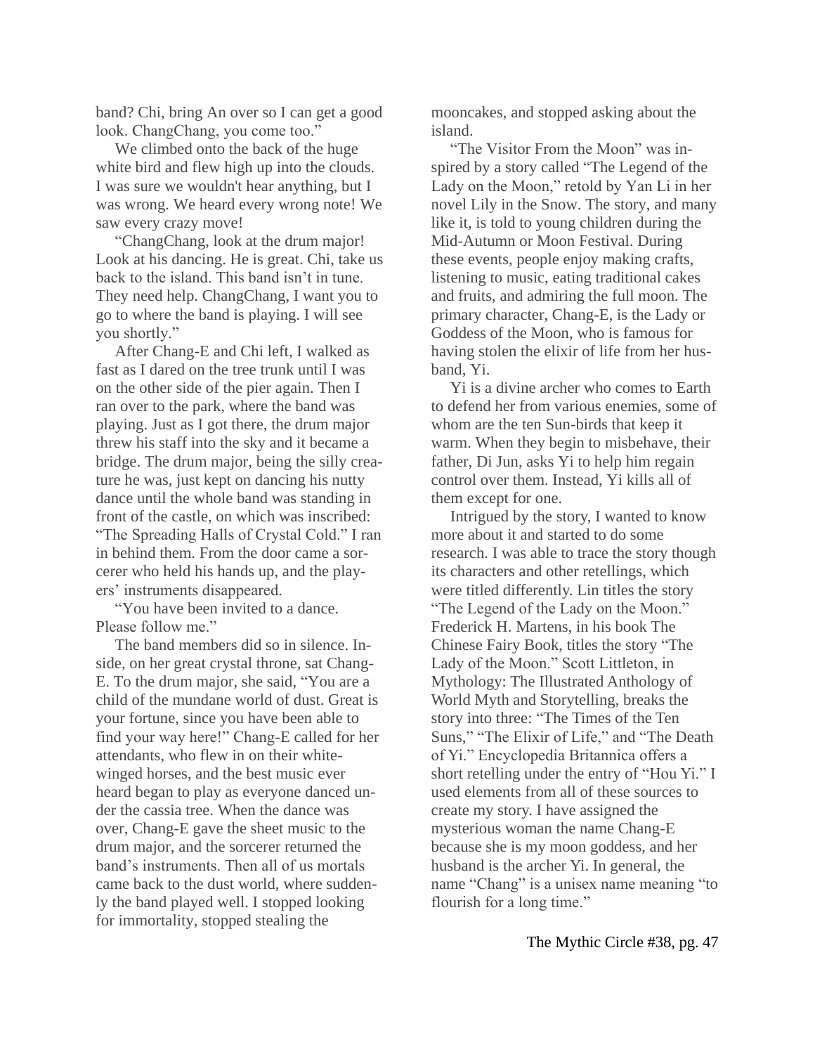band? Chi, bring An over so I can get a good look. ChangChang, you come too."

We climbed onto the back of the huge white bird and flew high up into the clouds. I was sure we wouldn't hear anything, but I was wrong. We heard every wrong note! We saw every crazy move!

"ChangChang, look at the drum major! Look at his dancing. He is great. Chi, take us back to the island. This band isn't in tune. They need help. ChangChang, I want you to go to where the band is playing. I will see you shortly."

After Chang-E and Chi left, I walked as fast as I dared on the tree trunk until I was on the other side of the pier again. Then I ran over to the park, where the band was playing. Just as I got there, the drum major threw his staff into the sky and it became a bridge. The drum major, being the silly creature he was, just kept on dancing his nutty dance until the whole band was standing in front of the castle, on which was inscribed: "The Spreading Halls of Crystal Cold." I ran in behind them. From the door came a sorcerer who held his hands up, and the players' instruments disappeared.

"You have been invited to a dance. Please follow me."

The band members did so in silence. Inside, on her great crystal throne, sat Chang-E. To the drum major, she said, "You are a child of the mundane world of dust. Great is your fortune, since you have been able to find your way here!" Chang-E called for her attendants, who flew in on their white-winged horses, and the best music ever heard began to play as everyone danced under the cassia tree. When the dance was over, Chang-E gave the sheet music to the drum major, and the sorcerer returned the band's instruments. Then all of us mortals came back to the dust world, where suddenly the band played well. I stopped looking for immortality, stopped stealing the mooncakes, and stopped asking about the island.

"The Visitor From the Moon" was inspired by a story called "The Legend of the Lady on the Moon," retold by Yan Li in her novel Lily in the Snow. The story, and many like it, is told to young children during the Mid-Autumn or Moon Festival. During these events, people enjoy making crafts, listening to music, eating traditional cakes and fruits, and admiring the full moon. The primary character, Chang-E, is the Lady or Goddess of the Moon, who is famous for having stolen the elixir of life from her husband, Yi.

Yi is a divine archer who comes to Earth to defend her from various enemies, some of whom are the ten Sun-birds that keep it warm. When they begin to misbehave, their father, Di Jun, asks Yi to help him regain control over them. Instead, Yi kills all of them except for one.

Intrigued by the story, I wanted to know more about it and started to do some research. I was able to trace the story though its characters and other retellings, which were titled differently. Lin titles the story "The Legend of the Lady on the Moon." Frederick H. Martens, in his book The Chinese Fairy Book, titles the story "The Lady of the Moon." Scott Littleton, in Mythology: The Illustrated Anthology of World Myth and Storytelling, breaks the story into three: "The Times of the Ten Suns," "The Elixir of Life," and "The Death of Yi." Encyclopedia Britannica offers a short retelling under the entry of "Hou Yi." I used elements from all of these sources to create my story. I have assigned the mysterious woman the name Chang-E because she is my moon goddess, and her husband is the archer Yi. In general, the name "Chang" is a unisex name meaning "to flourish for a long time."